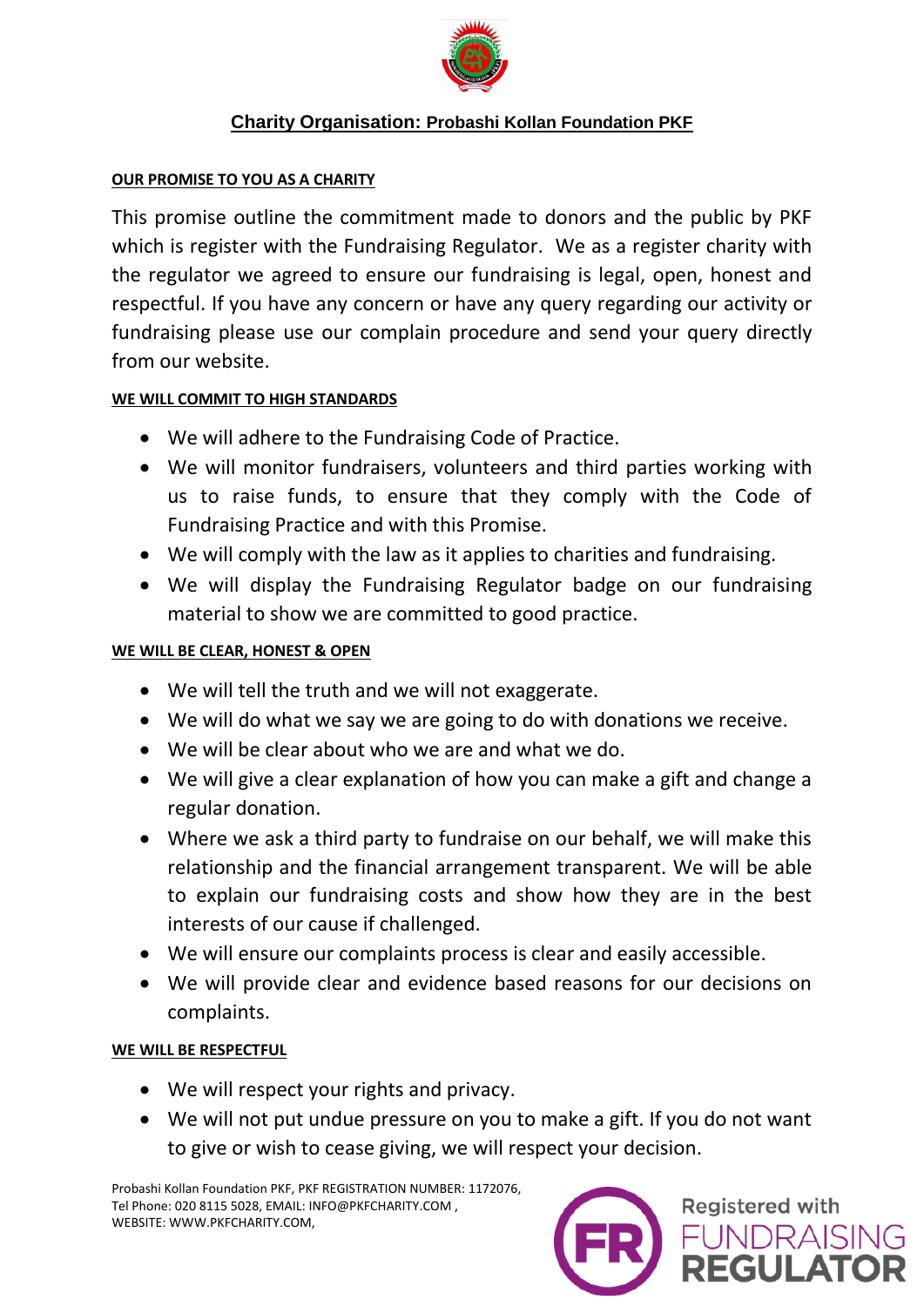# Charity Organisation: Probashi Kollan Foundation PKF

## OUR PROMISE TO YOU AS A CHARITY

This promise outline the commitment made to donors and the public by PKF which is register with the Fundraising Regulator. We as a register charity with the regulator we agreed to ensure our fundraising is legal, open, honest and respectful. If you have any concern or have any query regarding our activity or fundraising please use our complain procedure and send your query directly from our website.

## WE WILL COMMIT TO HIGH STANDARDS

- We will adhere to the Fundraising Code of Practice.
- We will monitor fundraisers, volunteers and third parties working with us to raise funds, to ensure that they comply with the Code of Fundraising Practice and with this Promise.
- We will comply with the law as it applies to charities and fundraising.
- We will display the Fundraising Regulator badge on our fundraising material to show we are committed to good practice.

## WE WILL BE CLEAR, HONEST & OPEN

- We will tell the truth and we will not exaggerate.
- We will do what we say we are going to do with donations we receive.
- We will be clear about who we are and what we do.
- We will give a clear explanation of how you can make a gift and change a regular donation.
- Where we ask a third party to fundraise on our behalf, we will make this relationship and the financial arrangement transparent. We will be able to explain our fundraising costs and show how they are in the best interests of our cause if challenged.
- We will ensure our complaints process is clear and easily accessible.
- We will provide clear and evidence based reasons for our decisions on complaints.

## WE WILL BE RESPECTFUL

- We will respect your rights and privacy.
- We will not put undue pressure on you to make a gift. If you do not want to give or wish to cease giving, we will respect your decision.

Probashi Kollan Foundation PKF, PKF REGISTRATION NUMBER: 1172076,
Tel Phone: 020 8115 5028, EMAIL: INFO@PKFCHARITY.COM ,
WEBSITE: WWW.PKFCHARITY.COM,

Registered with FUNDRAISING REGULATOR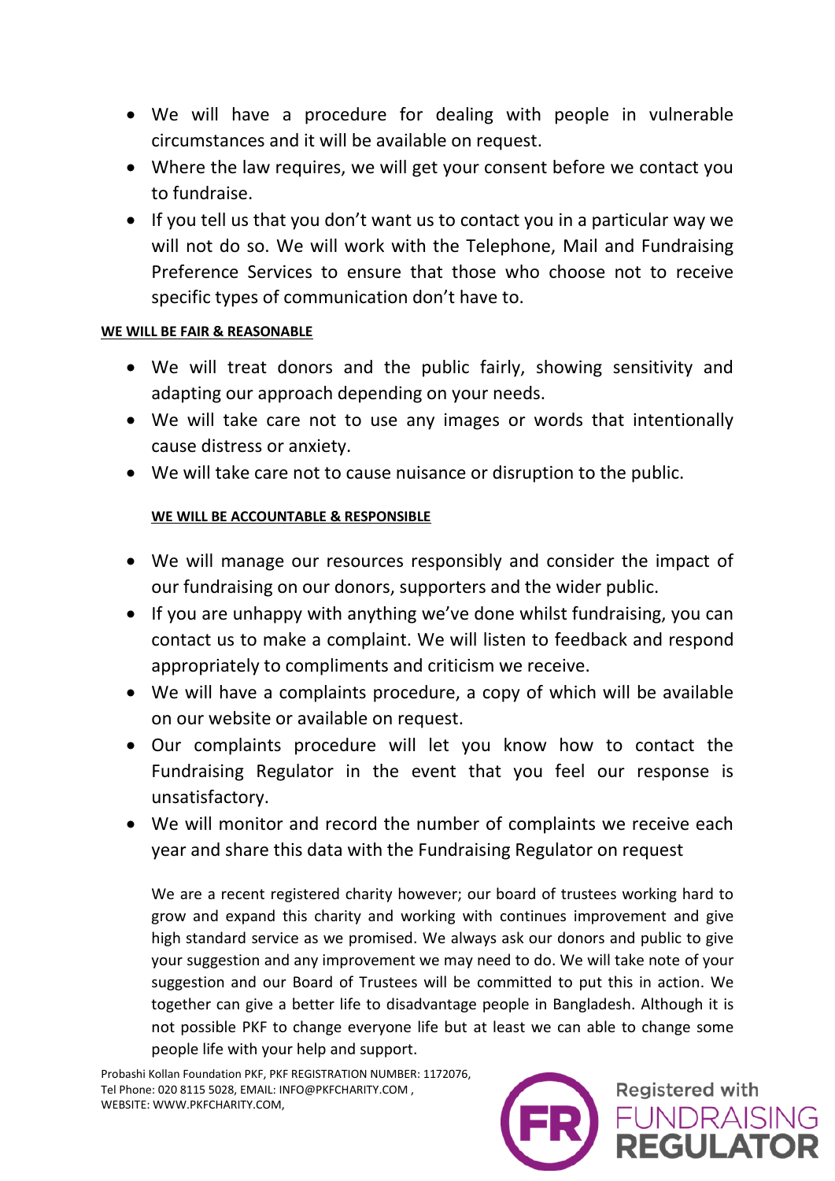- We will have a procedure for dealing with people in vulnerable circumstances and it will be available on request.
- Where the law requires, we will get your consent before we contact you to fundraise.
- If you tell us that you don't want us to contact you in a particular way we will not do so. We will work with the Telephone, Mail and Fundraising Preference Services to ensure that those who choose not to receive specific types of communication don't have to.

**WE WILL BE FAIR & REASONABLE**

- We will treat donors and the public fairly, showing sensitivity and adapting our approach depending on your needs.
- We will take care not to use any images or words that intentionally cause distress or anxiety.
- We will take care not to cause nuisance or disruption to the public.

**WE WILL BE ACCOUNTABLE & RESPONSIBLE**

- We will manage our resources responsibly and consider the impact of our fundraising on our donors, supporters and the wider public.
- If you are unhappy with anything we've done whilst fundraising, you can contact us to make a complaint. We will listen to feedback and respond appropriately to compliments and criticism we receive.
- We will have a complaints procedure, a copy of which will be available on our website or available on request.
- Our complaints procedure will let you know how to contact the Fundraising Regulator in the event that you feel our response is unsatisfactory.
- We will monitor and record the number of complaints we receive each year and share this data with the Fundraising Regulator on request

We are a recent registered charity however; our board of trustees working hard to grow and expand this charity and working with continues improvement and give high standard service as we promised. We always ask our donors and public to give your suggestion and any improvement we may need to do. We will take note of your suggestion and our Board of Trustees will be committed to put this in action. We together can give a better life to disadvantage people in Bangladesh. Although it is not possible PKF to change everyone life but at least we can able to change some people life with your help and support.

Probashi Kollan Foundation PKF, PKF REGISTRATION NUMBER: 1172076,
Tel Phone: 020 8115 5028, EMAIL: INFO@PKFCHARITY.COM ,
WEBSITE: WWW.PKFCHARITY.COM,

Registered with FUNDRAISING REGULATOR